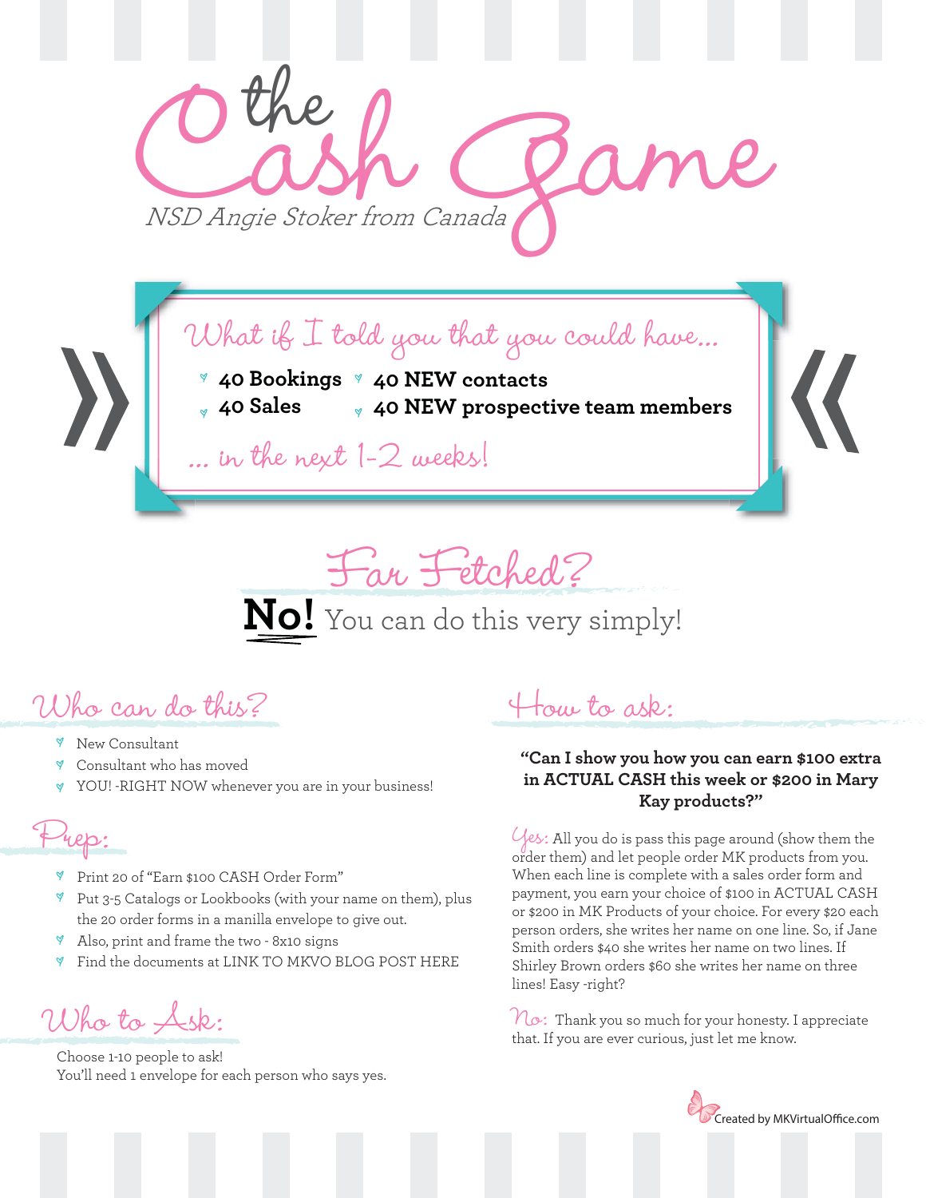# the Cash Game

*NSD Angie Stoker from Canada*

*What if I told you that you could have...*

- **40 Bookings**
- **40 NEW contacts**
- **40 Sales**
- **40 NEW prospective team members**

*... in the next 1-2 weeks!*

## Far Fetched?

**No!** You can do this very simply!

## Who can do this?

- New Consultant
- Consultant who has moved
- YOU! -RIGHT NOW whenever you are in your business!

## Prep:

- Print 20 of "Earn $100 CASH Order Form"
- Put 3-5 Catalogs or Lookbooks (with your name on them), plus the 20 order forms in a manilla envelope to give out.
- Also, print and frame the two - 8x10 signs
- Find the documents at LINK TO MKVO BLOG POST HERE

## Who to Ask:

Choose 1-10 people to ask!
You'll need 1 envelope for each person who says yes.

## How to ask:

**"Can I show you how you can earn $100 extra in ACTUAL CASH this week or $200 in Mary Kay products?"**

*Yes:* All you do is pass this page around (show them the order them) and let people order MK products from you. When each line is complete with a sales order form and payment, you earn your choice of $100 in ACTUAL CASH or $200 in MK Products of your choice. For every $20 each person orders, she writes her name on one line. So, if Jane Smith orders $40 she writes her name on two lines. If Shirley Brown orders $60 she writes her name on three lines! Easy -right?

*No:* Thank you so much for your honesty. I appreciate that. If you are ever curious, just let me know.

Created by MKVirtualOffice.com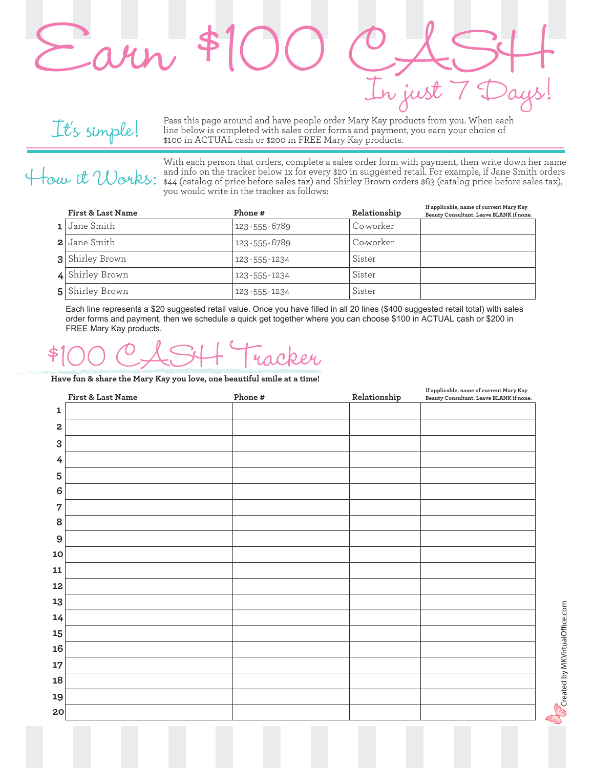# Earn $100 CASH

## In just 7 Days!

**It's simple!**

Pass this page around and have people order Mary Kay products from you. When each line below is completed with sales order forms and payment, you earn your choice of $100 in ACTUAL cash or $200 in FREE Mary Kay products.

**How it Works:**

With each person that orders, complete a sales order form with payment, then write down her name and info on the tracker below 1x for every $20 in suggested retail. For example, if Jane Smith orders $44 (catalog of price before sales tax) and Shirley Brown orders $63 (catalog price before sales tax), you would write in the tracker as follows:

| | First & Last Name | Phone # | Relationship | If applicable, name of current Mary Kay Beauty Consultant. Leave BLANK if none. |
|---|---|---|---|---|
| 1 | Jane Smith | 123-555-6789 | Co-worker | |
| 2 | Jane Smith | 123-555-6789 | Co-worker | |
| 3 | Shirley Brown | 123-555-1234 | Sister | |
| 4 | Shirley Brown | 123-555-1234 | Sister | |
| 5 | Shirley Brown | 123-555-1234 | Sister | |

Each line represents a $20 suggested retail value. Once you have filled in all 20 lines ($400 suggested retail total) with sales order forms and payment, then we schedule a quick get together where you can choose $100 in ACTUAL cash or $200 in FREE Mary Kay products.

## $100 CASH Tracker

**Have fun & share the Mary Kay you love, one beautiful smile at a time!**

| | First & Last Name | Phone # | Relationship | If applicable, name of current Mary Kay Beauty Consultant. Leave BLANK if none. |
|---|---|---|---|---|
| 1 | | | | |
| 2 | | | | |
| 3 | | | | |
| 4 | | | | |
| 5 | | | | |
| 6 | | | | |
| 7 | | | | |
| 8 | | | | |
| 9 | | | | |
| 10 | | | | |
| 11 | | | | |
| 12 | | | | |
| 13 | | | | |
| 14 | | | | |
| 15 | | | | |
| 16 | | | | |
| 17 | | | | |
| 18 | | | | |
| 19 | | | | |
| 20 | | | | |

Created by MKVirtualOffice.com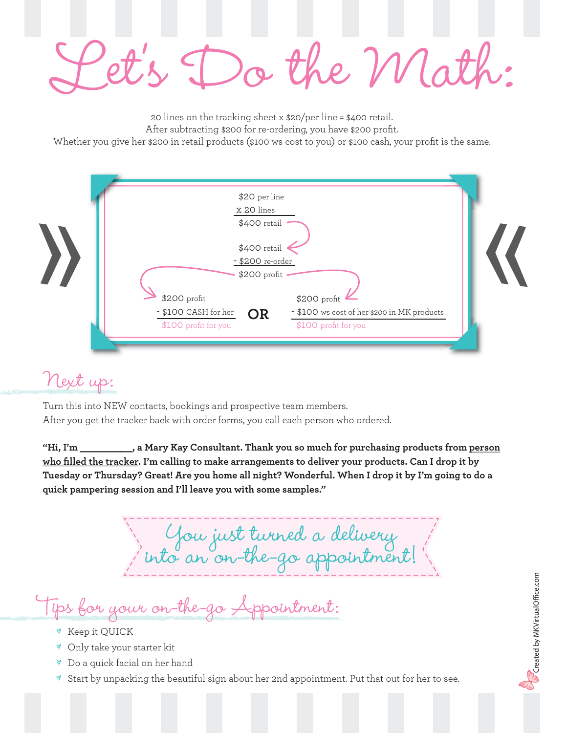# Let's Do the Math:

20 lines on the tracking sheet x $20/per line = $400 retail.
After subtracting $200 for re-ordering, you have $200 profit.
Whether you give her $200 in retail products ($100 ws cost to you) or $100 cash, your profit is the same.

$20 per line
x 20 lines
$400 retail

$400 retail
- $200 re-order
$200 profit

| | | |
|---|---|---|
| $200 profit | | $200 profit |
| - $100 CASH for her | **OR** | - $100 ws cost of her $200 in MK products |
| $100 profit for you | | $100 profit for you |

## Next up:

Turn this into NEW contacts, bookings and prospective team members.
After you get the tracker back with order forms, you call each person who ordered.

**"Hi, I'm ___________, a Mary Kay Consultant. Thank you so much for purchasing products from person who filled the tracker. I'm calling to make arrangements to deliver your products. Can I drop it by Tuesday or Thursday? Great! Are you home all night? Wonderful. When I drop it by I'm going to do a quick pampering session and I'll leave you with some samples."**

*You just turned a delivery into an on-the-go appointment!*

## Tips for your on-the-go Appointment:

- Keep it QUICK
- Only take your starter kit
- Do a quick facial on her hand
- Start by unpacking the beautiful sign about her 2nd appointment. Put that out for her to see.

Created by MKVirtualOffice.com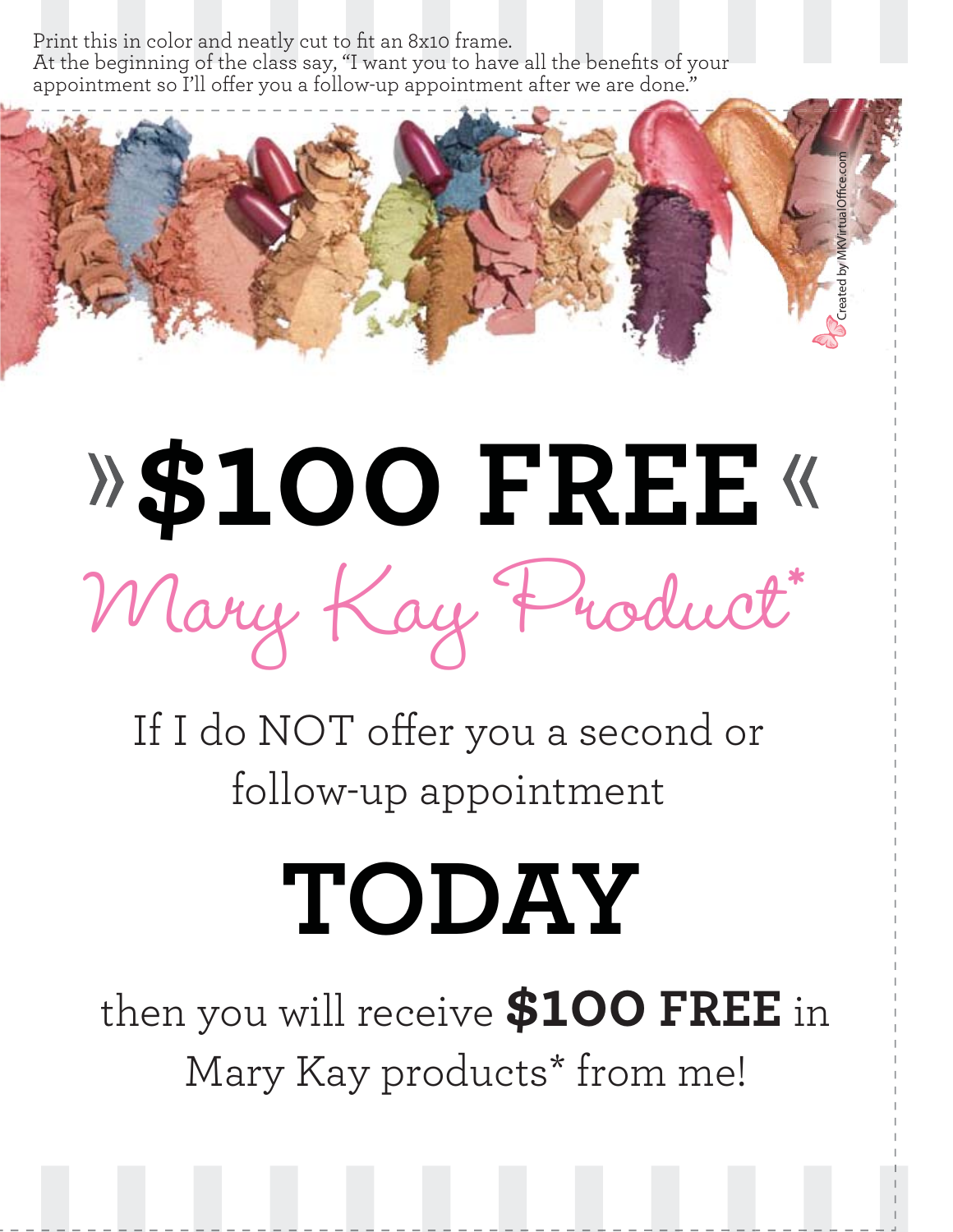Print this in color and neatly cut to fit an 8x10 frame.
At the beginning of the class say, "I want you to have all the benefits of your appointment so I'll offer you a follow-up appointment after we are done."

Created by MKVirtualOffice.com

# » $100 FREE «

## Mary Kay Product*

If I do NOT offer you a second or follow-up appointment

# TODAY

then you will receive **$100 FREE** in Mary Kay products* from me!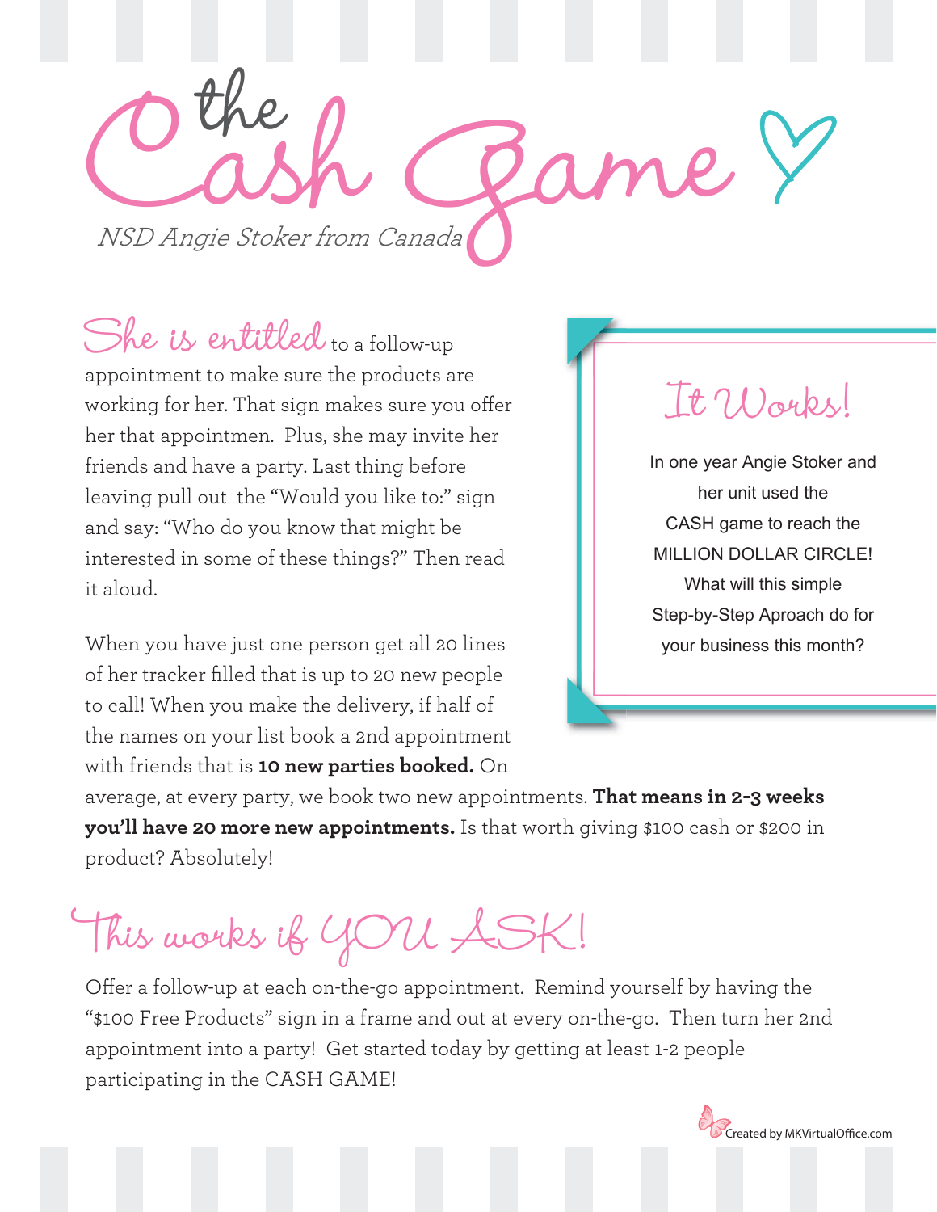# the Cash Game

*NSD Angie Stoker from Canada*

She is entitled to a follow-up appointment to make sure the products are working for her. That sign makes sure you offer her that appointmen. Plus, she may invite her friends and have a party. Last thing before leaving pull out the "Would you like to:" sign and say: "Who do you know that might be interested in some of these things?" Then read it aloud.

When you have just one person get all 20 lines of her tracker filled that is up to 20 new people to call! When you make the delivery, if half of the names on your list book a 2nd appointment with friends that is **10 new parties booked.** On average, at every party, we book two new appointments. **That means in 2-3 weeks you'll have 20 more new appointments.** Is that worth giving $100 cash or $200 in product? Absolutely!

## It Works!

In one year Angie Stoker and her unit used the CASH game to reach the MILLION DOLLAR CIRCLE! What will this simple Step-by-Step Aproach do for your business this month?

## This works if YOU ASK!

Offer a follow-up at each on-the-go appointment. Remind yourself by having the "$100 Free Products" sign in a frame and out at every on-the-go. Then turn her 2nd appointment into a party! Get started today by getting at least 1-2 people participating in the CASH GAME!

Created by MKVirtualOffice.com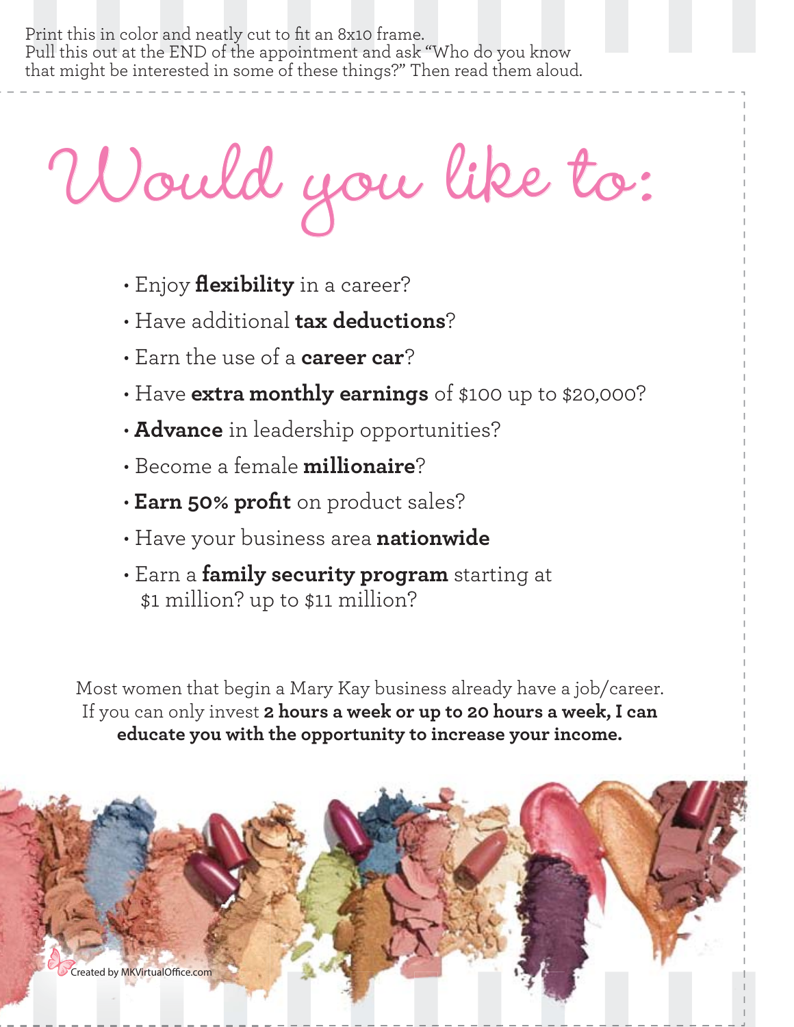Print this in color and neatly cut to fit an 8x10 frame.
Pull this out at the END of the appointment and ask "Who do you know that might be interested in some of these things?" Then read them aloud.

# Would you like to:

- Enjoy **flexibility** in a career?
- Have additional **tax deductions**?
- Earn the use of a **career car**?
- Have **extra monthly earnings** of $100 up to $20,000?
- **Advance** in leadership opportunities?
- Become a female **millionaire**?
- **Earn 50% profit** on product sales?
- Have your business area **nationwide**
- Earn a **family security program** starting at $1 million? up to $11 million?

Most women that begin a Mary Kay business already have a job/career. If you can only invest **2 hours a week or up to 20 hours a week, I can educate you with the opportunity to increase your income.**

Created by MKVirtualOffice.com